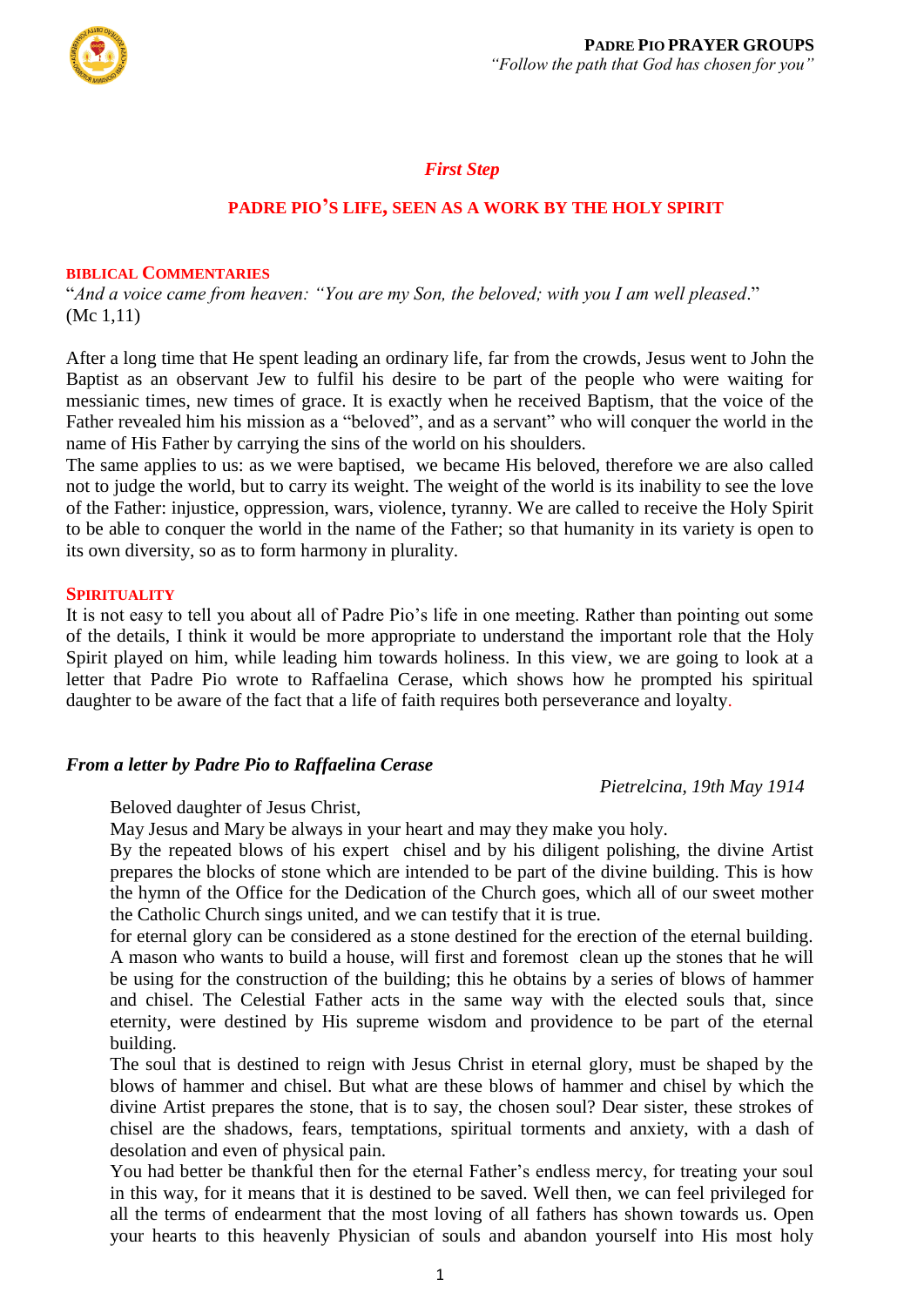*First Step*

## PADRE PIO'S LIFE, SEEN AS A WORK BY THE HOLY SPIRIT

### BIBLICAL COMMENTARIES

"*And a voice came from heaven: "You are my Son, the beloved; with you I am well pleased*." (Mc 1,11)

After a long time that He spent leading an ordinary life, far from the crowds, Jesus went to John the Baptist as an observant Jew to fulfil his desire to be part of the people who were waiting for messianic times, new times of grace. It is exactly when he received Baptism, that the voice of the Father revealed him his mission as a "beloved", and as a servant" who will conquer the world in the name of His Father by carrying the sins of the world on his shoulders.
The same applies to us: as we were baptised, we became His beloved, therefore we are also called not to judge the world, but to carry its weight. The weight of the world is its inability to see the love of the Father: injustice, oppression, wars, violence, tyranny. We are called to receive the Holy Spirit to be able to conquer the world in the name of the Father; so that humanity in its variety is open to its own diversity, so as to form harmony in plurality.

### SPIRITUALITY

It is not easy to tell you about all of Padre Pio's life in one meeting. Rather than pointing out some of the details, I think it would be more appropriate to understand the important role that the Holy Spirit played on him, while leading him towards holiness. In this view, we are going to look at a letter that Padre Pio wrote to Raffaelina Cerase, which shows how he prompted his spiritual daughter to be aware of the fact that a life of faith requires both perseverance and loyalty.

***From a letter by Padre Pio to Raffaelina Cerase***

*Pietrelcina, 19th May 1914*

Beloved daughter of Jesus Christ,
May Jesus and Mary be always in your heart and may they make you holy.
By the repeated blows of his expert chisel and by his diligent polishing, the divine Artist prepares the blocks of stone which are intended to be part of the divine building. This is how the hymn of the Office for the Dedication of the Church goes, which all of our sweet mother the Catholic Church sings united, and we can testify that it is true.
for eternal glory can be considered as a stone destined for the erection of the eternal building. A mason who wants to build a house, will first and foremost clean up the stones that he will be using for the construction of the building; this he obtains by a series of blows of hammer and chisel. The Celestial Father acts in the same way with the elected souls that, since eternity, were destined by His supreme wisdom and providence to be part of the eternal building.
The soul that is destined to reign with Jesus Christ in eternal glory, must be shaped by the blows of hammer and chisel. But what are these blows of hammer and chisel by which the divine Artist prepares the stone, that is to say, the chosen soul? Dear sister, these strokes of chisel are the shadows, fears, temptations, spiritual torments and anxiety, with a dash of desolation and even of physical pain.
You had better be thankful then for the eternal Father's endless mercy, for treating your soul in this way, for it means that it is destined to be saved. Well then, we can feel privileged for all the terms of endearment that the most loving of all fathers has shown towards us. Open your hearts to this heavenly Physician of souls and abandon yourself into His most holy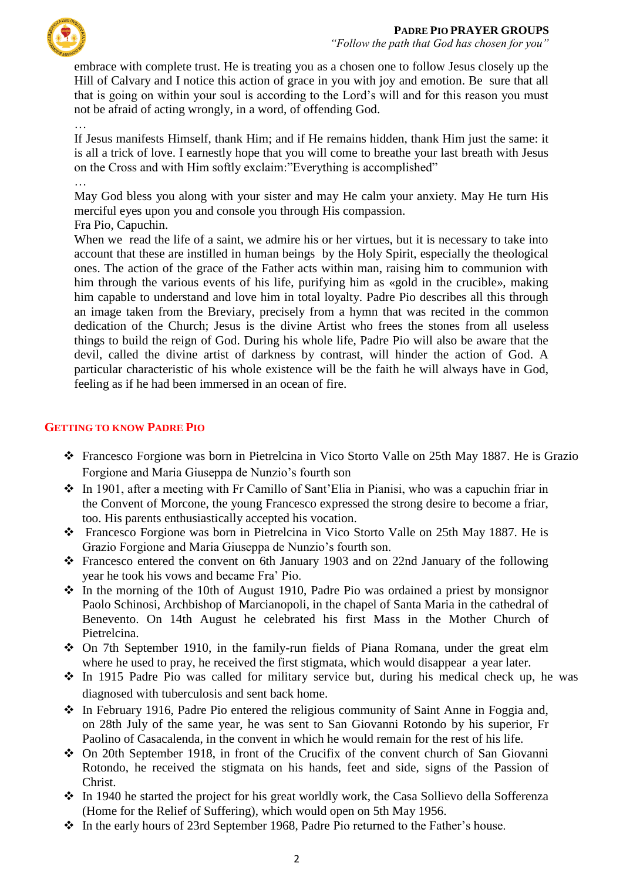embrace with complete trust. He is treating you as a chosen one to follow Jesus closely up the Hill of Calvary and I notice this action of grace in you with joy and emotion. Be sure that all that is going on within your soul is according to the Lord's will and for this reason you must not be afraid of acting wrongly, in a word, of offending God.

…

If Jesus manifests Himself, thank Him; and if He remains hidden, thank Him just the same: it is all a trick of love. I earnestly hope that you will come to breathe your last breath with Jesus on the Cross and with Him softly exclaim:"Everything is accomplished"

…

May God bless you along with your sister and may He calm your anxiety. May He turn His merciful eyes upon you and console you through His compassion.

Fra Pio, Capuchin.

When we read the life of a saint, we admire his or her virtues, but it is necessary to take into account that these are instilled in human beings by the Holy Spirit, especially the theological ones. The action of the grace of the Father acts within man, raising him to communion with him through the various events of his life, purifying him as «gold in the crucible», making him capable to understand and love him in total loyalty. Padre Pio describes all this through an image taken from the Breviary, precisely from a hymn that was recited in the common dedication of the Church; Jesus is the divine Artist who frees the stones from all useless things to build the reign of God. During his whole life, Padre Pio will also be aware that the devil, called the divine artist of darkness by contrast, will hinder the action of God. A particular characteristic of his whole existence will be the faith he will always have in God, feeling as if he had been immersed in an ocean of fire.

## GETTING TO KNOW PADRE PIO

- Francesco Forgione was born in Pietrelcina in Vico Storto Valle on 25th May 1887. He is Grazio Forgione and Maria Giuseppa de Nunzio's fourth son
- In 1901, after a meeting with Fr Camillo of Sant'Elia in Pianisi, who was a capuchin friar in the Convent of Morcone, the young Francesco expressed the strong desire to become a friar, too. His parents enthusiastically accepted his vocation.
- Francesco Forgione was born in Pietrelcina in Vico Storto Valle on 25th May 1887. He is Grazio Forgione and Maria Giuseppa de Nunzio's fourth son.
- Francesco entered the convent on 6th January 1903 and on 22nd January of the following year he took his vows and became Fra' Pio.
- In the morning of the 10th of August 1910, Padre Pio was ordained a priest by monsignor Paolo Schinosi, Archbishop of Marcianopoli, in the chapel of Santa Maria in the cathedral of Benevento. On 14th August he celebrated his first Mass in the Mother Church of Pietrelcina.
- On 7th September 1910, in the family-run fields of Piana Romana, under the great elm where he used to pray, he received the first stigmata, which would disappear a year later.
- In 1915 Padre Pio was called for military service but, during his medical check up, he was diagnosed with tuberculosis and sent back home.
- In February 1916, Padre Pio entered the religious community of Saint Anne in Foggia and, on 28th July of the same year, he was sent to San Giovanni Rotondo by his superior, Fr Paolino of Casacalenda, in the convent in which he would remain for the rest of his life.
- On 20th September 1918, in front of the Crucifix of the convent church of San Giovanni Rotondo, he received the stigmata on his hands, feet and side, signs of the Passion of Christ.
- In 1940 he started the project for his great worldly work, the Casa Sollievo della Sofferenza (Home for the Relief of Suffering), which would open on 5th May 1956.
- In the early hours of 23rd September 1968, Padre Pio returned to the Father's house.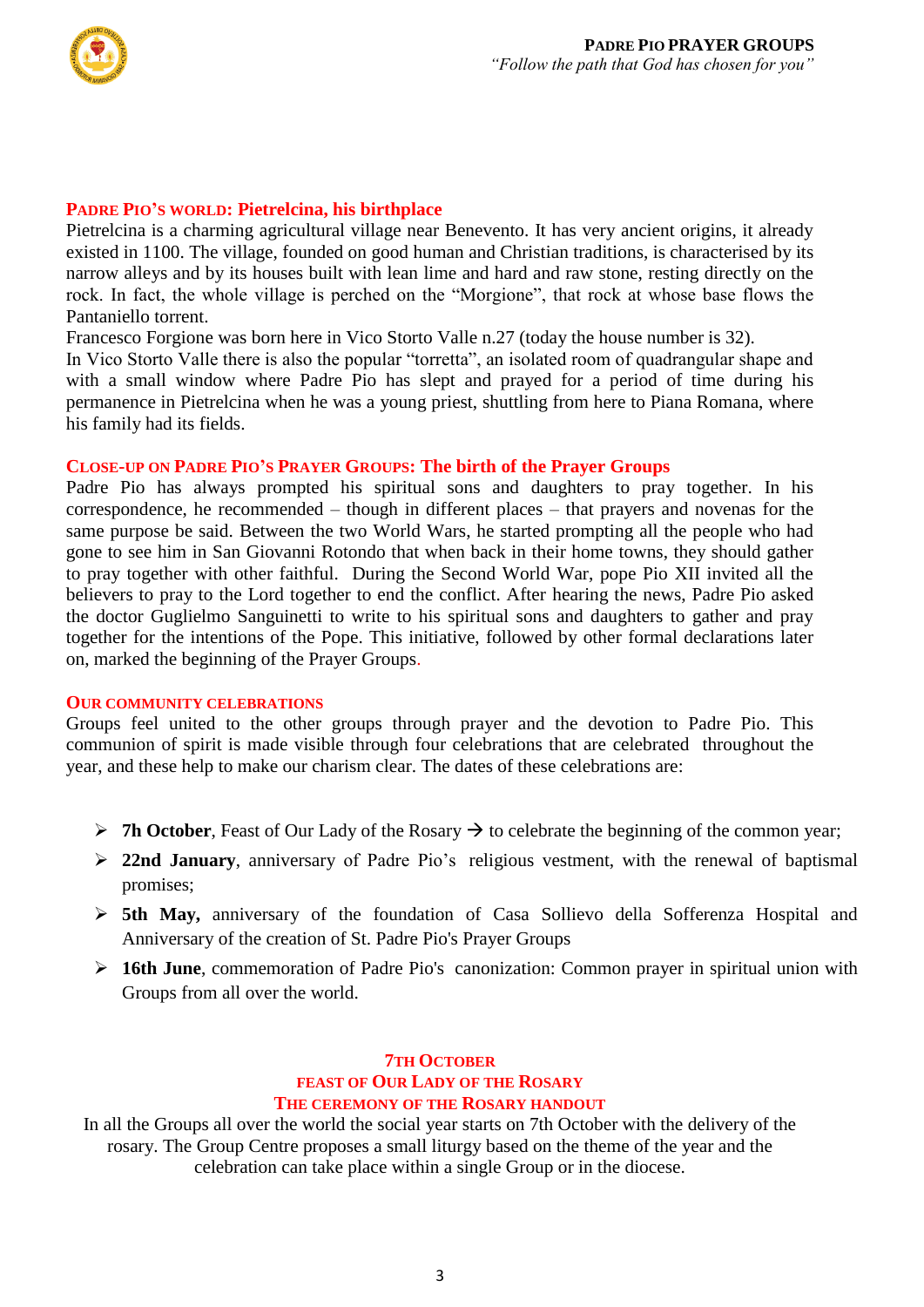## PADRE PIO'S WORLD: Pietrelcina, his birthplace

Pietrelcina is a charming agricultural village near Benevento. It has very ancient origins, it already existed in 1100. The village, founded on good human and Christian traditions, is characterised by its narrow alleys and by its houses built with lean lime and hard and raw stone, resting directly on the rock. In fact, the whole village is perched on the "Morgione", that rock at whose base flows the Pantaniello torrent.

Francesco Forgione was born here in Vico Storto Valle n.27 (today the house number is 32).

In Vico Storto Valle there is also the popular "torretta", an isolated room of quadrangular shape and with a small window where Padre Pio has slept and prayed for a period of time during his permanence in Pietrelcina when he was a young priest, shuttling from here to Piana Romana, where his family had its fields.

## CLOSE-UP ON PADRE PIO'S PRAYER GROUPS: The birth of the Prayer Groups

Padre Pio has always prompted his spiritual sons and daughters to pray together. In his correspondence, he recommended – though in different places – that prayers and novenas for the same purpose be said. Between the two World Wars, he started prompting all the people who had gone to see him in San Giovanni Rotondo that when back in their home towns, they should gather to pray together with other faithful. During the Second World War, pope Pio XII invited all the believers to pray to the Lord together to end the conflict. After hearing the news, Padre Pio asked the doctor Guglielmo Sanguinetti to write to his spiritual sons and daughters to gather and pray together for the intentions of the Pope. This initiative, followed by other formal declarations later on, marked the beginning of the Prayer Groups.

## OUR COMMUNITY CELEBRATIONS

Groups feel united to the other groups through prayer and the devotion to Padre Pio. This communion of spirit is made visible through four celebrations that are celebrated throughout the year, and these help to make our charism clear. The dates of these celebrations are:

- **7h October**, Feast of Our Lady of the Rosary → to celebrate the beginning of the common year;
- **22nd January**, anniversary of Padre Pio's religious vestment, with the renewal of baptismal promises;
- **5th May,** anniversary of the foundation of Casa Sollievo della Sofferenza Hospital and Anniversary of the creation of St. Padre Pio's Prayer Groups
- **16th June**, commemoration of Padre Pio's canonization: Common prayer in spiritual union with Groups from all over the world.

## 7TH OCTOBER
### FEAST OF OUR LADY OF THE ROSARY
### THE CEREMONY OF THE ROSARY HANDOUT

In all the Groups all over the world the social year starts on 7th October with the delivery of the rosary. The Group Centre proposes a small liturgy based on the theme of the year and the celebration can take place within a single Group or in the diocese.